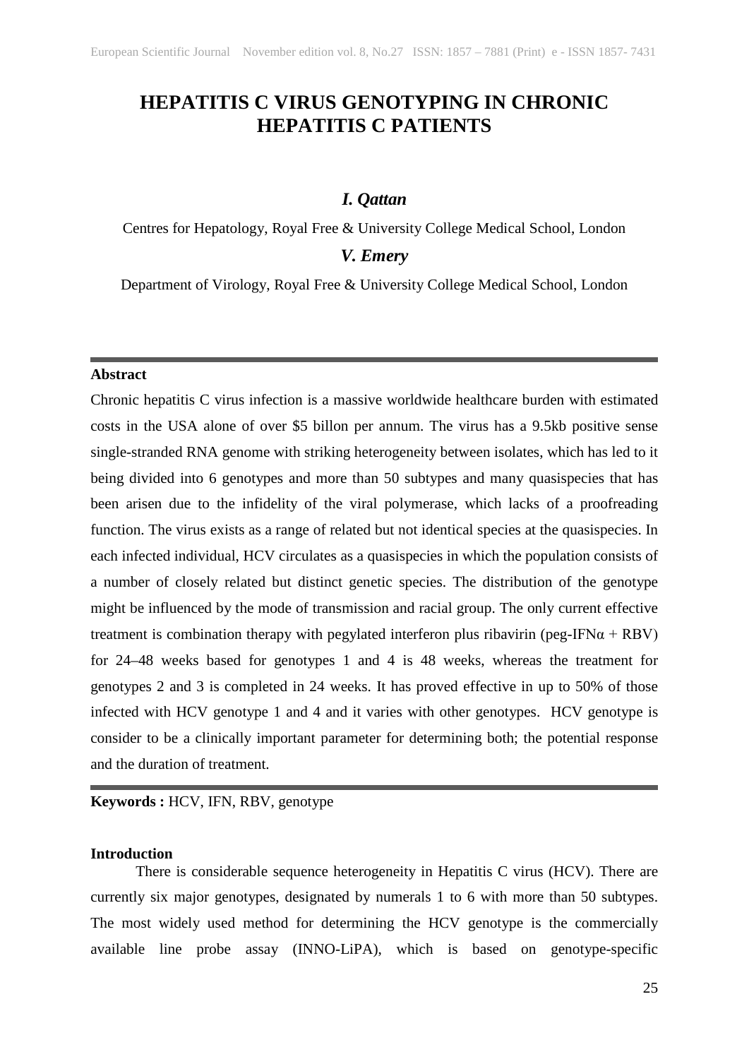# HEPATITIS C VIRUS GENOTYPING IN CHRONIC HEPATITIS C PATIENTS

***I. Qattan***

Centres for Hepatology, Royal Free & University College Medical School, London

***V. Emery***

Department of Virology, Royal Free & University College Medical School, London

---

**Abstract**

Chronic hepatitis C virus infection is a massive worldwide healthcare burden with estimated costs in the USA alone of over $5 billon per annum. The virus has a 9.5kb positive sense single-stranded RNA genome with striking heterogeneity between isolates, which has led to it being divided into 6 genotypes and more than 50 subtypes and many quasispecies that has been arisen due to the infidelity of the viral polymerase, which lacks of a proofreading function. The virus exists as a range of related but not identical species at the quasispecies. In each infected individual, HCV circulates as a quasispecies in which the population consists of a number of closely related but distinct genetic species. The distribution of the genotype might be influenced by the mode of transmission and racial group. The only current effective treatment is combination therapy with pegylated interferon plus ribavirin (peg-IFNα + RBV) for 24–48 weeks based for genotypes 1 and 4 is 48 weeks, whereas the treatment for genotypes 2 and 3 is completed in 24 weeks. It has proved effective in up to 50% of those infected with HCV genotype 1 and 4 and it varies with other genotypes. HCV genotype is consider to be a clinically important parameter for determining both; the potential response and the duration of treatment.

---

**Keywords :** HCV, IFN, RBV, genotype

**Introduction**

There is considerable sequence heterogeneity in Hepatitis C virus (HCV). There are currently six major genotypes, designated by numerals 1 to 6 with more than 50 subtypes. The most widely used method for determining the HCV genotype is the commercially available line probe assay (INNO-LiPA), which is based on genotype-specific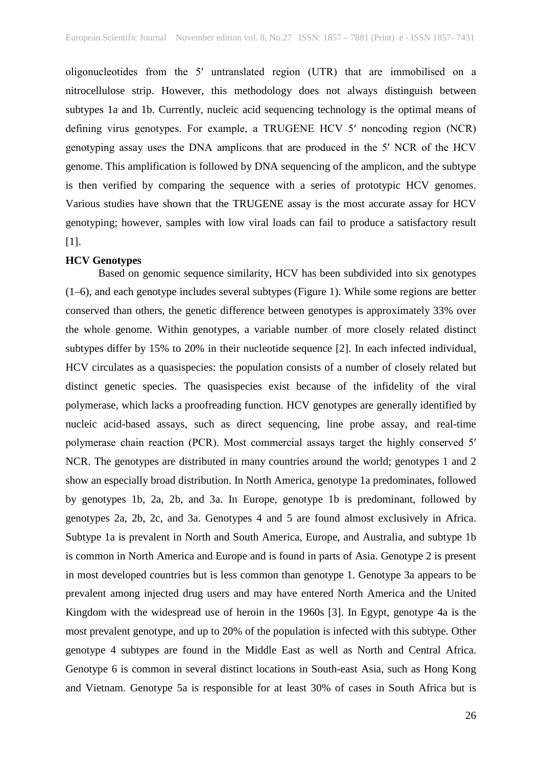oligonucleotides from the 5′ untranslated region (UTR) that are immobilised on a nitrocellulose strip. However, this methodology does not always distinguish between subtypes 1a and 1b. Currently, nucleic acid sequencing technology is the optimal means of defining virus genotypes. For example, a TRUGENE HCV 5′ noncoding region (NCR) genotyping assay uses the DNA amplicons that are produced in the 5′ NCR of the HCV genome. This amplification is followed by DNA sequencing of the amplicon, and the subtype is then verified by comparing the sequence with a series of prototypic HCV genomes. Various studies have shown that the TRUGENE assay is the most accurate assay for HCV genotyping; however, samples with low viral loads can fail to produce a satisfactory result [1].

**HCV Genotypes**

Based on genomic sequence similarity, HCV has been subdivided into six genotypes (1–6), and each genotype includes several subtypes (Figure 1). While some regions are better conserved than others, the genetic difference between genotypes is approximately 33% over the whole genome. Within genotypes, a variable number of more closely related distinct subtypes differ by 15% to 20% in their nucleotide sequence [2]. In each infected individual, HCV circulates as a quasispecies: the population consists of a number of closely related but distinct genetic species. The quasispecies exist because of the infidelity of the viral polymerase, which lacks a proofreading function. HCV genotypes are generally identified by nucleic acid-based assays, such as direct sequencing, line probe assay, and real-time polymerase chain reaction (PCR). Most commercial assays target the highly conserved 5′ NCR. The genotypes are distributed in many countries around the world; genotypes 1 and 2 show an especially broad distribution. In North America, genotype 1a predominates, followed by genotypes 1b, 2a, 2b, and 3a. In Europe, genotype 1b is predominant, followed by genotypes 2a, 2b, 2c, and 3a. Genotypes 4 and 5 are found almost exclusively in Africa. Subtype 1a is prevalent in North and South America, Europe, and Australia, and subtype 1b is common in North America and Europe and is found in parts of Asia. Genotype 2 is present in most developed countries but is less common than genotype 1. Genotype 3a appears to be prevalent among injected drug users and may have entered North America and the United Kingdom with the widespread use of heroin in the 1960s [3]. In Egypt, genotype 4a is the most prevalent genotype, and up to 20% of the population is infected with this subtype. Other genotype 4 subtypes are found in the Middle East as well as North and Central Africa. Genotype 6 is common in several distinct locations in South-east Asia, such as Hong Kong and Vietnam. Genotype 5a is responsible for at least 30% of cases in South Africa but is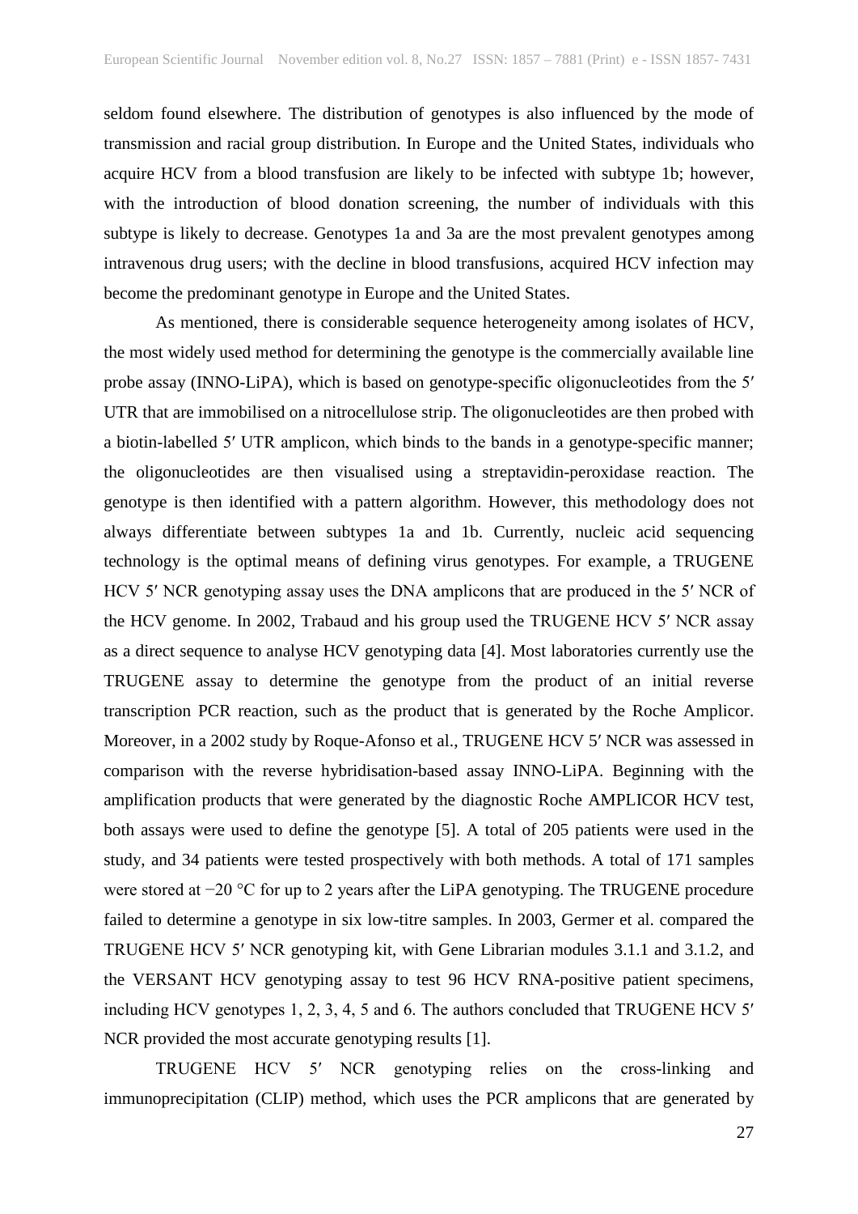seldom found elsewhere. The distribution of genotypes is also influenced by the mode of transmission and racial group distribution. In Europe and the United States, individuals who acquire HCV from a blood transfusion are likely to be infected with subtype 1b; however, with the introduction of blood donation screening, the number of individuals with this subtype is likely to decrease. Genotypes 1a and 3a are the most prevalent genotypes among intravenous drug users; with the decline in blood transfusions, acquired HCV infection may become the predominant genotype in Europe and the United States.

As mentioned, there is considerable sequence heterogeneity among isolates of HCV, the most widely used method for determining the genotype is the commercially available line probe assay (INNO-LiPA), which is based on genotype-specific oligonucleotides from the 5′ UTR that are immobilised on a nitrocellulose strip. The oligonucleotides are then probed with a biotin-labelled 5′ UTR amplicon, which binds to the bands in a genotype-specific manner; the oligonucleotides are then visualised using a streptavidin-peroxidase reaction. The genotype is then identified with a pattern algorithm. However, this methodology does not always differentiate between subtypes 1a and 1b. Currently, nucleic acid sequencing technology is the optimal means of defining virus genotypes. For example, a TRUGENE HCV 5′ NCR genotyping assay uses the DNA amplicons that are produced in the 5′ NCR of the HCV genome. In 2002, Trabaud and his group used the TRUGENE HCV 5′ NCR assay as a direct sequence to analyse HCV genotyping data [4]. Most laboratories currently use the TRUGENE assay to determine the genotype from the product of an initial reverse transcription PCR reaction, such as the product that is generated by the Roche Amplicor. Moreover, in a 2002 study by Roque-Afonso et al., TRUGENE HCV 5′ NCR was assessed in comparison with the reverse hybridisation-based assay INNO-LiPA. Beginning with the amplification products that were generated by the diagnostic Roche AMPLICOR HCV test, both assays were used to define the genotype [5]. A total of 205 patients were used in the study, and 34 patients were tested prospectively with both methods. A total of 171 samples were stored at −20 °C for up to 2 years after the LiPA genotyping. The TRUGENE procedure failed to determine a genotype in six low-titre samples. In 2003, Germer et al. compared the TRUGENE HCV 5′ NCR genotyping kit, with Gene Librarian modules 3.1.1 and 3.1.2, and the VERSANT HCV genotyping assay to test 96 HCV RNA-positive patient specimens, including HCV genotypes 1, 2, 3, 4, 5 and 6. The authors concluded that TRUGENE HCV 5′ NCR provided the most accurate genotyping results [1].

TRUGENE HCV 5′ NCR genotyping relies on the cross-linking and immunoprecipitation (CLIP) method, which uses the PCR amplicons that are generated by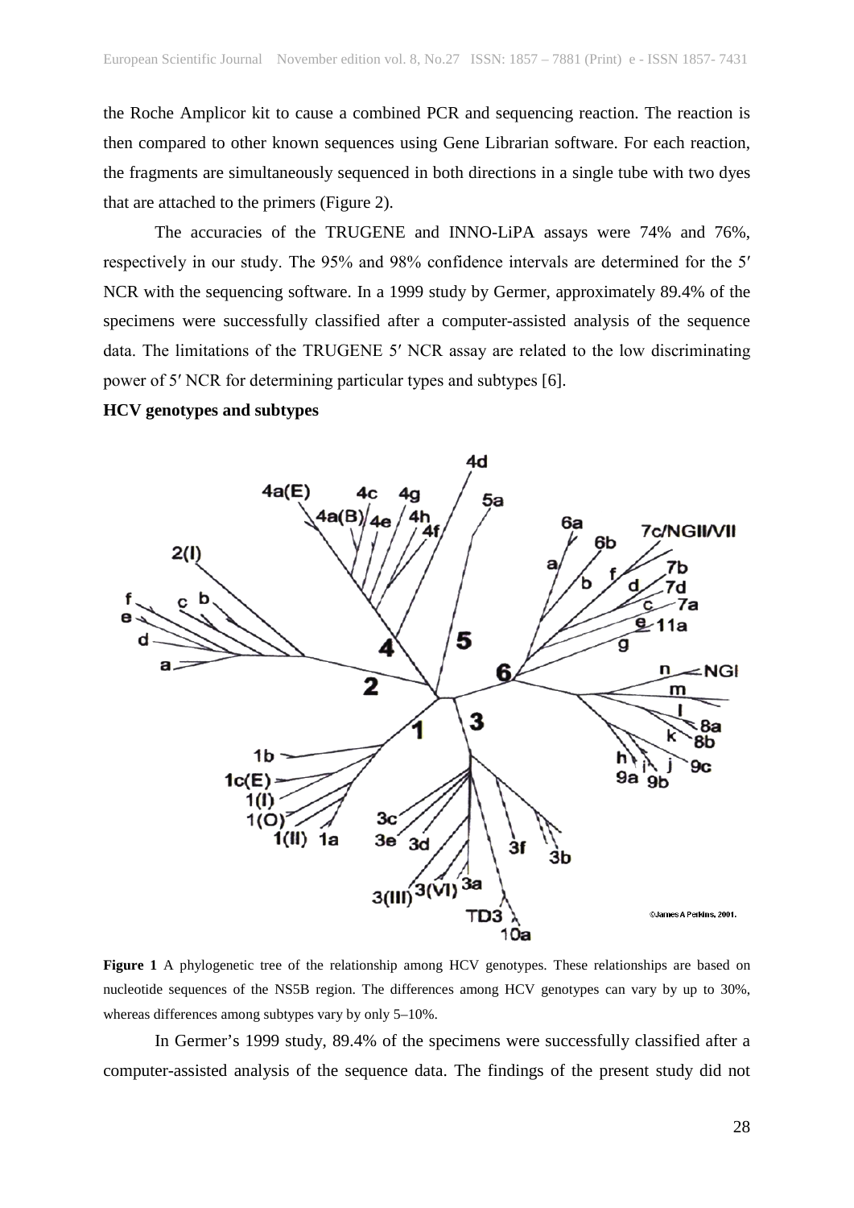the Roche Amplicor kit to cause a combined PCR and sequencing reaction. The reaction is then compared to other known sequences using Gene Librarian software. For each reaction, the fragments are simultaneously sequenced in both directions in a single tube with two dyes that are attached to the primers (Figure 2).

The accuracies of the TRUGENE and INNO-LiPA assays were 74% and 76%, respectively in our study. The 95% and 98% confidence intervals are determined for the 5′ NCR with the sequencing software. In a 1999 study by Germer, approximately 89.4% of the specimens were successfully classified after a computer-assisted analysis of the sequence data. The limitations of the TRUGENE 5′ NCR assay are related to the low discriminating power of 5′ NCR for determining particular types and subtypes [6].

**HCV genotypes and subtypes**

**Figure 1** A phylogenetic tree of the relationship among HCV genotypes. These relationships are based on nucleotide sequences of the NS5B region. The differences among HCV genotypes can vary by up to 30%, whereas differences among subtypes vary by only 5–10%.

In Germer's 1999 study, 89.4% of the specimens were successfully classified after a computer-assisted analysis of the sequence data. The findings of the present study did not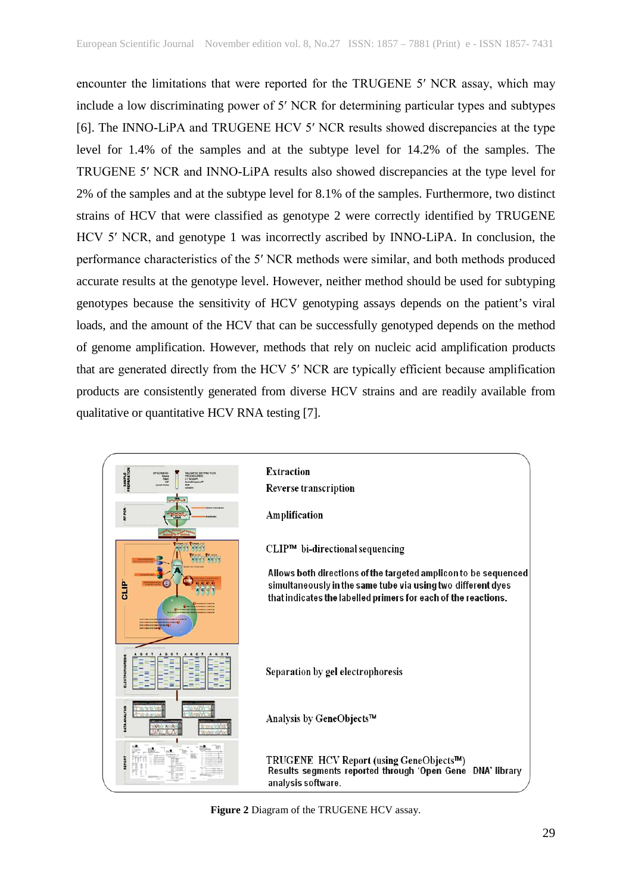encounter the limitations that were reported for the TRUGENE 5′ NCR assay, which may include a low discriminating power of 5′ NCR for determining particular types and subtypes [6]. The INNO-LiPA and TRUGENE HCV 5′ NCR results showed discrepancies at the type level for 1.4% of the samples and at the subtype level for 14.2% of the samples. The TRUGENE 5′ NCR and INNO-LiPA results also showed discrepancies at the type level for 2% of the samples and at the subtype level for 8.1% of the samples. Furthermore, two distinct strains of HCV that were classified as genotype 2 were correctly identified by TRUGENE HCV 5′ NCR, and genotype 1 was incorrectly ascribed by INNO-LiPA. In conclusion, the performance characteristics of the 5′ NCR methods were similar, and both methods produced accurate results at the genotype level. However, neither method should be used for subtyping genotypes because the sensitivity of HCV genotyping assays depends on the patient's viral loads, and the amount of the HCV that can be successfully genotyped depends on the method of genome amplification. However, methods that rely on nucleic acid amplification products that are generated directly from the HCV 5′ NCR are typically efficient because amplification products are consistently generated from diverse HCV strains and are readily available from qualitative or quantitative HCV RNA testing [7].

Extraction

Reverse transcription

Amplification

CLIP™ bi-directional sequencing

Allows both directions of the targeted amplicon to be sequenced simultaneously in the same tube via using two different dyes that indicates the labelled primers for each of the reactions.

Separation by gel electrophoresis

Analysis by GeneObjects™

TRUGENE HCV Report (using GeneObjects™)
Results segments reported through 'Open Gene DNA' library analysis software.

**Figure 2** Diagram of the TRUGENE HCV assay.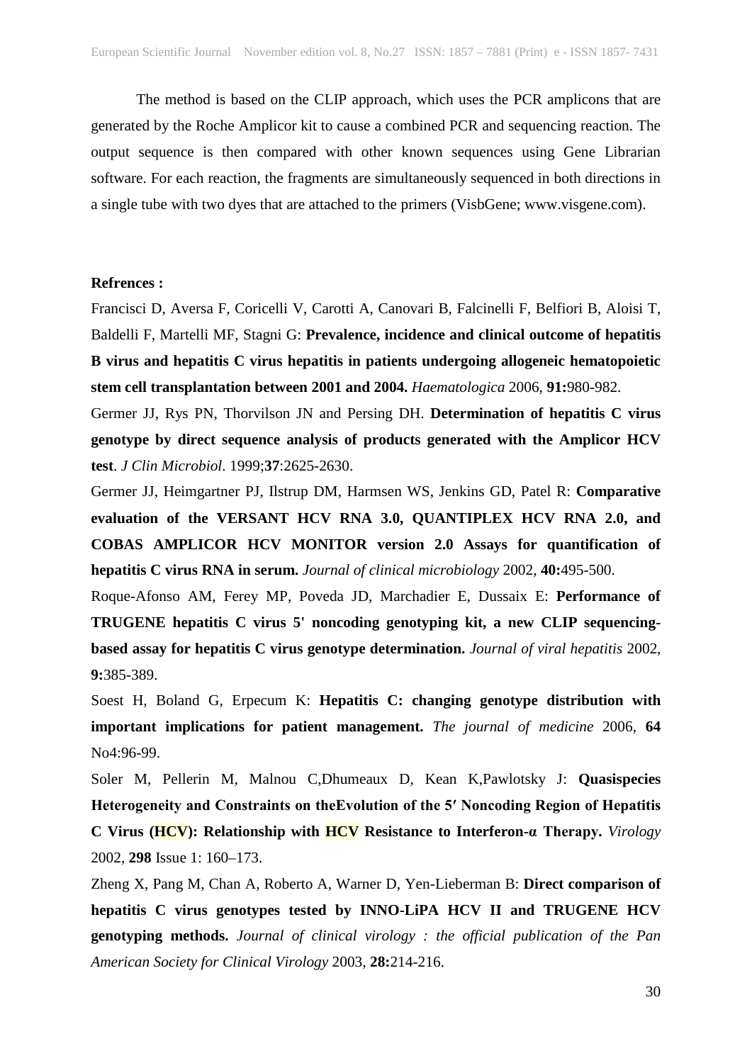The method is based on the CLIP approach, which uses the PCR amplicons that are generated by the Roche Amplicor kit to cause a combined PCR and sequencing reaction. The output sequence is then compared with other known sequences using Gene Librarian software. For each reaction, the fragments are simultaneously sequenced in both directions in a single tube with two dyes that are attached to the primers (VisbGene; www.visgene.com).

**Refrences :**

Francisci D, Aversa F, Coricelli V, Carotti A, Canovari B, Falcinelli F, Belfiori B, Aloisi T, Baldelli F, Martelli MF, Stagni G: **Prevalence, incidence and clinical outcome of hepatitis B virus and hepatitis C virus hepatitis in patients undergoing allogeneic hematopoietic stem cell transplantation between 2001 and 2004.** *Haematologica* 2006, **91:**980-982.

Germer JJ, Rys PN, Thorvilson JN and Persing DH. **Determination of hepatitis C virus genotype by direct sequence analysis of products generated with the Amplicor HCV test**. *J Clin Microbiol*. 1999;**37**:2625-2630.

Germer JJ, Heimgartner PJ, Ilstrup DM, Harmsen WS, Jenkins GD, Patel R: **Comparative evaluation of the VERSANT HCV RNA 3.0, QUANTIPLEX HCV RNA 2.0, and COBAS AMPLICOR HCV MONITOR version 2.0 Assays for quantification of hepatitis C virus RNA in serum.** *Journal of clinical microbiology* 2002, **40:**495-500.

Roque-Afonso AM, Ferey MP, Poveda JD, Marchadier E, Dussaix E: **Performance of TRUGENE hepatitis C virus 5' noncoding genotyping kit, a new CLIP sequencing-based assay for hepatitis C virus genotype determination.** *Journal of viral hepatitis* 2002, **9:**385-389.

Soest H, Boland G, Erpecum K: **Hepatitis C: changing genotype distribution with important implications for patient management.** *The journal of medicine* 2006, **64** No4:96-99.

Soler M, Pellerin M, Malnou C,Dhumeaux D, Kean K,Pawlotsky J: **Quasispecies Heterogeneity and Constraints on theEvolution of the 5′ Noncoding Region of Hepatitis C Virus (HCV): Relationship with HCV Resistance to Interferon-α Therapy.** *Virology* 2002, **298** Issue 1: 160–173.

Zheng X, Pang M, Chan A, Roberto A, Warner D, Yen-Lieberman B: **Direct comparison of hepatitis C virus genotypes tested by INNO-LiPA HCV II and TRUGENE HCV genotyping methods.** *Journal of clinical virology : the official publication of the Pan American Society for Clinical Virology* 2003, **28:**214-216.